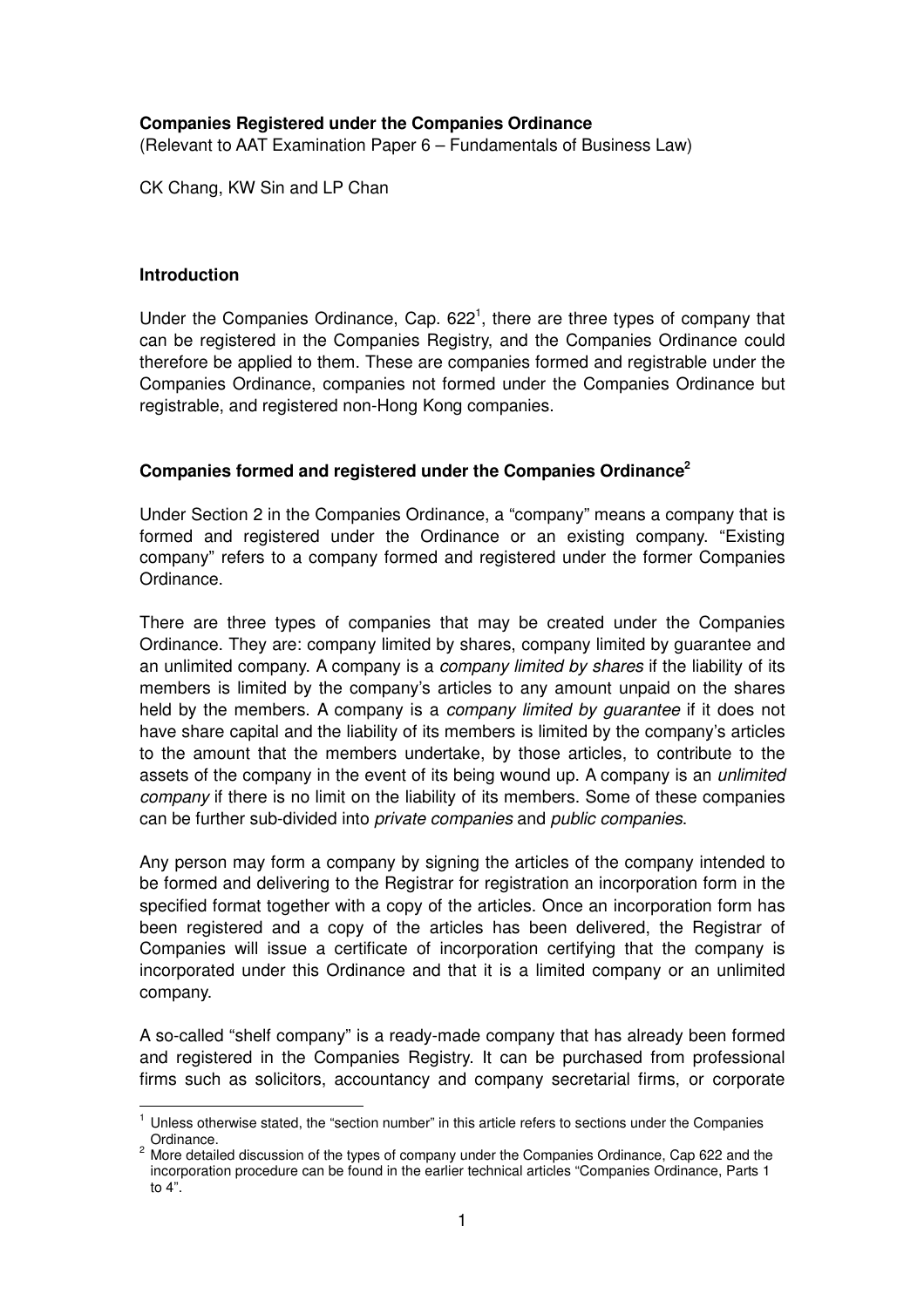**Companies Registered under the Companies Ordinance**

(Relevant to AAT Examination Paper 6 – Fundamentals of Business Law)

CK Chang, KW Sin and LP Chan

## Introduction

Under the Companies Ordinance, Cap. 622[1], there are three types of company that can be registered in the Companies Registry, and the Companies Ordinance could therefore be applied to them. These are companies formed and registrable under the Companies Ordinance, companies not formed under the Companies Ordinance but registrable, and registered non-Hong Kong companies.

## Companies formed and registered under the Companies Ordinance[2]

Under Section 2 in the Companies Ordinance, a "company" means a company that is formed and registered under the Ordinance or an existing company. "Existing company" refers to a company formed and registered under the former Companies Ordinance.

There are three types of companies that may be created under the Companies Ordinance. They are: company limited by shares, company limited by guarantee and an unlimited company. A company is a *company limited by shares* if the liability of its members is limited by the company's articles to any amount unpaid on the shares held by the members. A company is a *company limited by guarantee* if it does not have share capital and the liability of its members is limited by the company's articles to the amount that the members undertake, by those articles, to contribute to the assets of the company in the event of its being wound up. A company is an *unlimited company* if there is no limit on the liability of its members. Some of these companies can be further sub-divided into *private companies* and *public companies.*

Any person may form a company by signing the articles of the company intended to be formed and delivering to the Registrar for registration an incorporation form in the specified format together with a copy of the articles. Once an incorporation form has been registered and a copy of the articles has been delivered, the Registrar of Companies will issue a certificate of incorporation certifying that the company is incorporated under this Ordinance and that it is a limited company or an unlimited company.

A so-called "shelf company" is a ready-made company that has already been formed and registered in the Companies Registry. It can be purchased from professional firms such as solicitors, accountancy and company secretarial firms, or corporate

---

[1] Unless otherwise stated, the "section number" in this article refers to sections under the Companies Ordinance.

[2] More detailed discussion of the types of company under the Companies Ordinance, Cap 622 and the incorporation procedure can be found in the earlier technical articles "Companies Ordinance, Parts 1 to 4".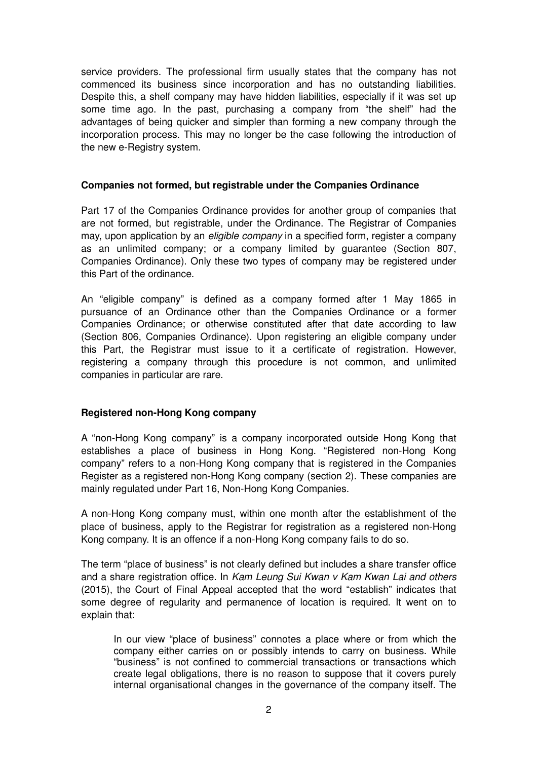service providers. The professional firm usually states that the company has not commenced its business since incorporation and has no outstanding liabilities. Despite this, a shelf company may have hidden liabilities, especially if it was set up some time ago. In the past, purchasing a company from "the shelf" had the advantages of being quicker and simpler than forming a new company through the incorporation process. This may no longer be the case following the introduction of the new e-Registry system.

**Companies not formed, but registrable under the Companies Ordinance**

Part 17 of the Companies Ordinance provides for another group of companies that are not formed, but registrable, under the Ordinance. The Registrar of Companies may, upon application by an *eligible company* in a specified form, register a company as an unlimited company; or a company limited by guarantee (Section 807, Companies Ordinance). Only these two types of company may be registered under this Part of the ordinance.

An "eligible company" is defined as a company formed after 1 May 1865 in pursuance of an Ordinance other than the Companies Ordinance or a former Companies Ordinance; or otherwise constituted after that date according to law (Section 806, Companies Ordinance). Upon registering an eligible company under this Part, the Registrar must issue to it a certificate of registration. However, registering a company through this procedure is not common, and unlimited companies in particular are rare.

**Registered non-Hong Kong company**

A "non-Hong Kong company" is a company incorporated outside Hong Kong that establishes a place of business in Hong Kong. "Registered non-Hong Kong company" refers to a non-Hong Kong company that is registered in the Companies Register as a registered non-Hong Kong company (section 2). These companies are mainly regulated under Part 16, Non-Hong Kong Companies.

A non-Hong Kong company must, within one month after the establishment of the place of business, apply to the Registrar for registration as a registered non-Hong Kong company. It is an offence if a non-Hong Kong company fails to do so.

The term "place of business" is not clearly defined but includes a share transfer office and a share registration office. In *Kam Leung Sui Kwan v Kam Kwan Lai and others* (2015), the Court of Final Appeal accepted that the word "establish" indicates that some degree of regularity and permanence of location is required. It went on to explain that:

> In our view "place of business" connotes a place where or from which the company either carries on or possibly intends to carry on business. While "business" is not confined to commercial transactions or transactions which create legal obligations, there is no reason to suppose that it covers purely internal organisational changes in the governance of the company itself. The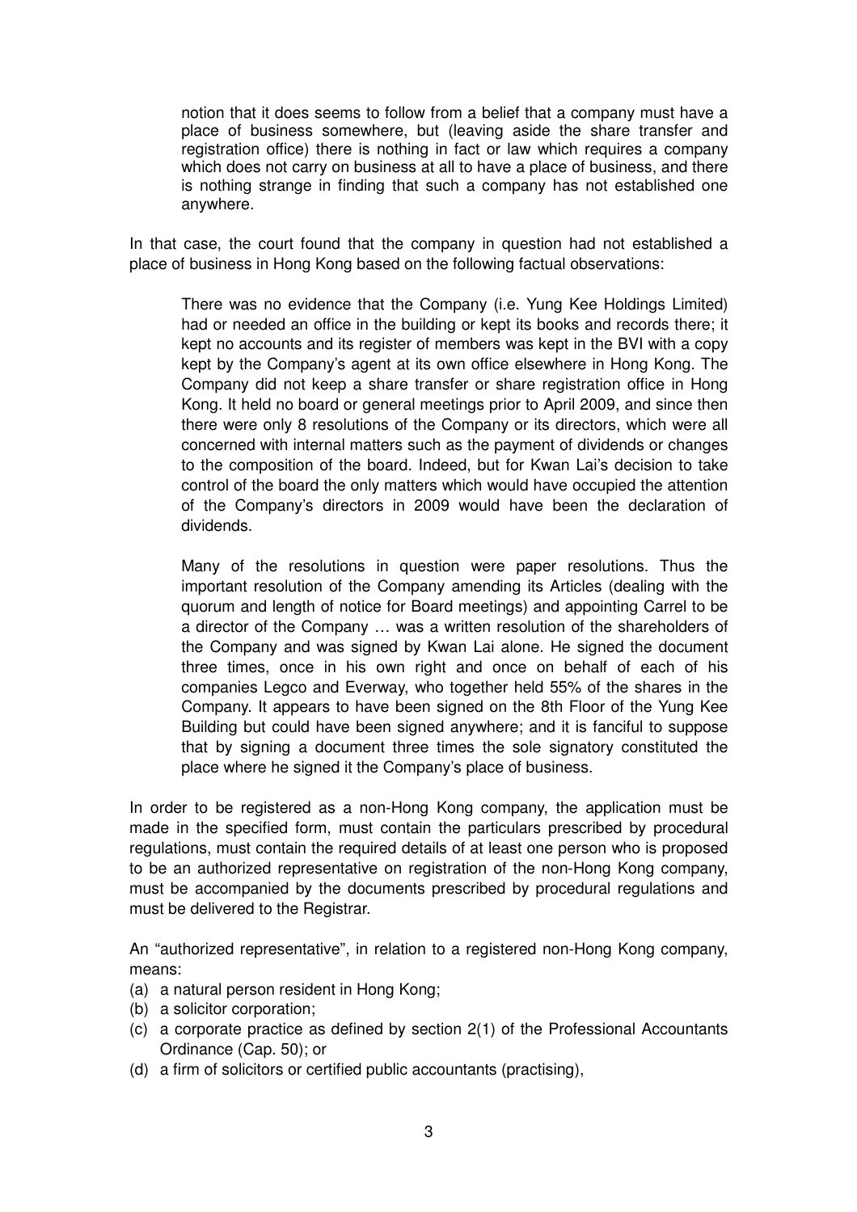> notion that it does seems to follow from a belief that a company must have a place of business somewhere, but (leaving aside the share transfer and registration office) there is nothing in fact or law which requires a company which does not carry on business at all to have a place of business, and there is nothing strange in finding that such a company has not established one anywhere.

In that case, the court found that the company in question had not established a place of business in Hong Kong based on the following factual observations:

> There was no evidence that the Company (i.e. Yung Kee Holdings Limited) had or needed an office in the building or kept its books and records there; it kept no accounts and its register of members was kept in the BVI with a copy kept by the Company's agent at its own office elsewhere in Hong Kong. The Company did not keep a share transfer or share registration office in Hong Kong. It held no board or general meetings prior to April 2009, and since then there were only 8 resolutions of the Company or its directors, which were all concerned with internal matters such as the payment of dividends or changes to the composition of the board. Indeed, but for Kwan Lai's decision to take control of the board the only matters which would have occupied the attention of the Company's directors in 2009 would have been the declaration of dividends.
>
> Many of the resolutions in question were paper resolutions. Thus the important resolution of the Company amending its Articles (dealing with the quorum and length of notice for Board meetings) and appointing Carrel to be a director of the Company … was a written resolution of the shareholders of the Company and was signed by Kwan Lai alone. He signed the document three times, once in his own right and once on behalf of each of his companies Legco and Everway, who together held 55% of the shares in the Company. It appears to have been signed on the 8th Floor of the Yung Kee Building but could have been signed anywhere; and it is fanciful to suppose that by signing a document three times the sole signatory constituted the place where he signed it the Company's place of business.

In order to be registered as a non-Hong Kong company, the application must be made in the specified form, must contain the particulars prescribed by procedural regulations, must contain the required details of at least one person who is proposed to be an authorized representative on registration of the non-Hong Kong company, must be accompanied by the documents prescribed by procedural regulations and must be delivered to the Registrar.

An "authorized representative", in relation to a registered non-Hong Kong company, means:

- (a) a natural person resident in Hong Kong;
- (b) a solicitor corporation;
- (c) a corporate practice as defined by section 2(1) of the Professional Accountants Ordinance (Cap. 50); or
- (d) a firm of solicitors or certified public accountants (practising),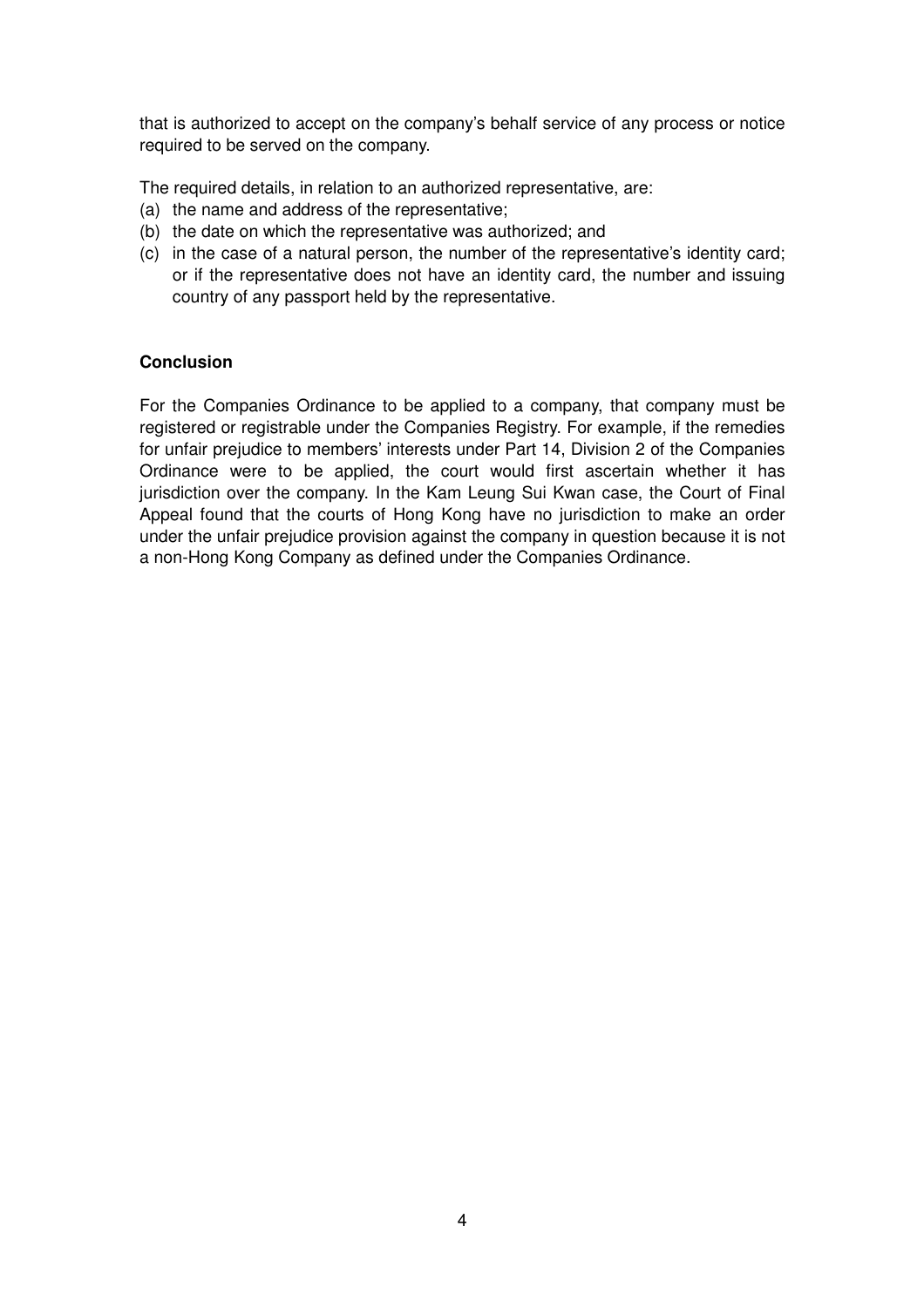that is authorized to accept on the company's behalf service of any process or notice required to be served on the company.

The required details, in relation to an authorized representative, are:

(a) the name and address of the representative;
(b) the date on which the representative was authorized; and
(c) in the case of a natural person, the number of the representative's identity card; or if the representative does not have an identity card, the number and issuing country of any passport held by the representative.

**Conclusion**

For the Companies Ordinance to be applied to a company, that company must be registered or registrable under the Companies Registry. For example, if the remedies for unfair prejudice to members' interests under Part 14, Division 2 of the Companies Ordinance were to be applied, the court would first ascertain whether it has jurisdiction over the company. In the Kam Leung Sui Kwan case, the Court of Final Appeal found that the courts of Hong Kong have no jurisdiction to make an order under the unfair prejudice provision against the company in question because it is not a non-Hong Kong Company as defined under the Companies Ordinance.